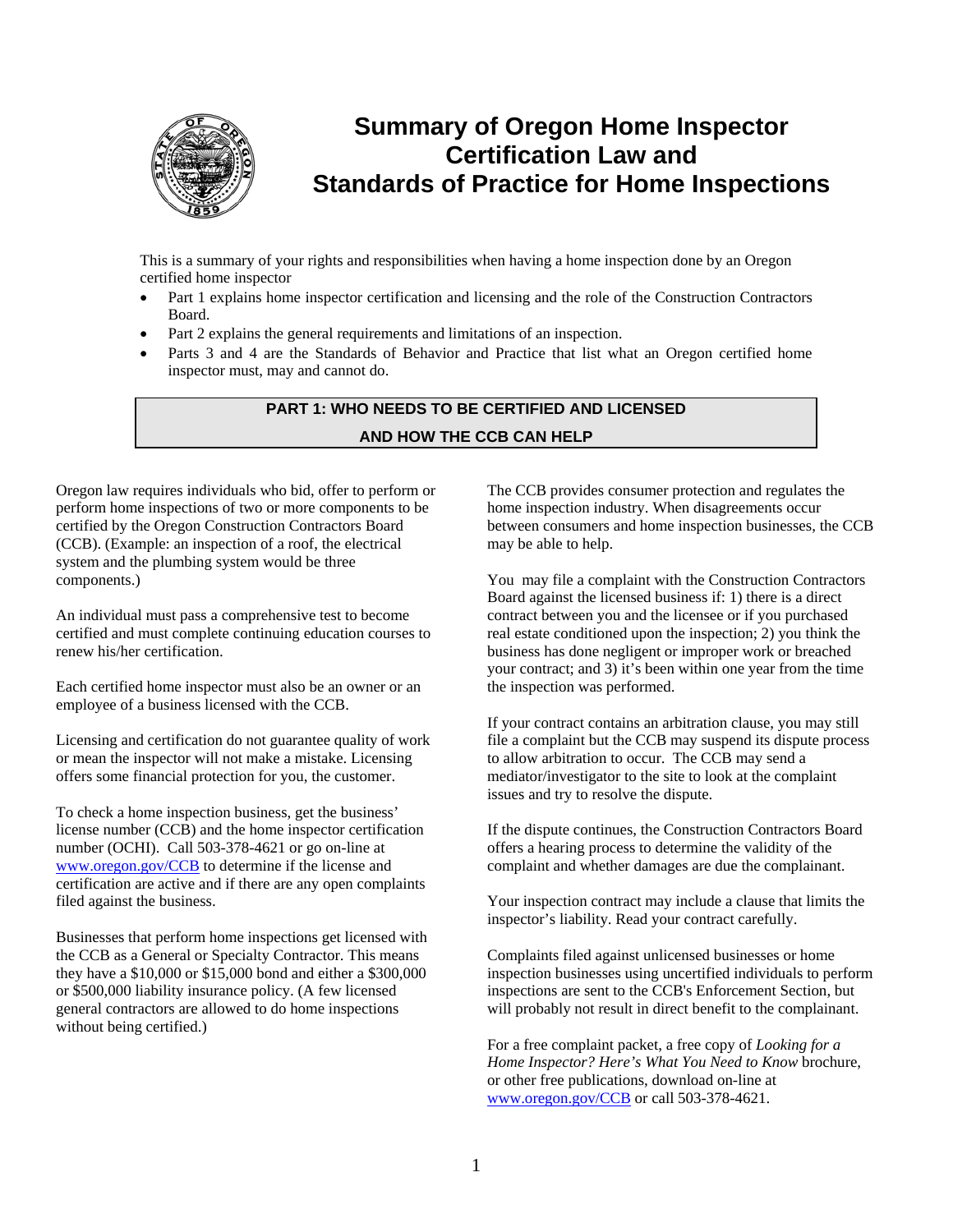# Summary of Oregon Home Inspector Certification Law and Standards of Practice for Home Inspections

This is a summary of your rights and responsibilities when having a home inspection done by an Oregon certified home inspector

- Part 1 explains home inspector certification and licensing and the role of the Construction Contractors Board.
- Part 2 explains the general requirements and limitations of an inspection.
- Parts 3 and 4 are the Standards of Behavior and Practice that list what an Oregon certified home inspector must, may and cannot do.

## PART 1: WHO NEEDS TO BE CERTIFIED AND LICENSED AND HOW THE CCB CAN HELP

Oregon law requires individuals who bid, offer to perform or perform home inspections of two or more components to be certified by the Oregon Construction Contractors Board (CCB). (Example: an inspection of a roof, the electrical system and the plumbing system would be three components.)

An individual must pass a comprehensive test to become certified and must complete continuing education courses to renew his/her certification.

Each certified home inspector must also be an owner or an employee of a business licensed with the CCB.

Licensing and certification do not guarantee quality of work or mean the inspector will not make a mistake. Licensing offers some financial protection for you, the customer.

To check a home inspection business, get the business' license number (CCB) and the home inspector certification number (OCHI). Call 503-378-4621 or go on-line at www.oregon.gov/CCB to determine if the license and certification are active and if there are any open complaints filed against the business.

Businesses that perform home inspections get licensed with the CCB as a General or Specialty Contractor. This means they have a $10,000 or $15,000 bond and either a $300,000 or $500,000 liability insurance policy. (A few licensed general contractors are allowed to do home inspections without being certified.)

The CCB provides consumer protection and regulates the home inspection industry. When disagreements occur between consumers and home inspection businesses, the CCB may be able to help.

You may file a complaint with the Construction Contractors Board against the licensed business if: 1) there is a direct contract between you and the licensee or if you purchased real estate conditioned upon the inspection; 2) you think the business has done negligent or improper work or breached your contract; and 3) it's been within one year from the time the inspection was performed.

If your contract contains an arbitration clause, you may still file a complaint but the CCB may suspend its dispute process to allow arbitration to occur. The CCB may send a mediator/investigator to the site to look at the complaint issues and try to resolve the dispute.

If the dispute continues, the Construction Contractors Board offers a hearing process to determine the validity of the complaint and whether damages are due the complainant.

Your inspection contract may include a clause that limits the inspector's liability. Read your contract carefully.

Complaints filed against unlicensed businesses or home inspection businesses using uncertified individuals to perform inspections are sent to the CCB's Enforcement Section, but will probably not result in direct benefit to the complainant.

For a free complaint packet, a free copy of *Looking for a Home Inspector? Here's What You Need to Know* brochure, or other free publications, download on-line at www.oregon.gov/CCB or call 503-378-4621.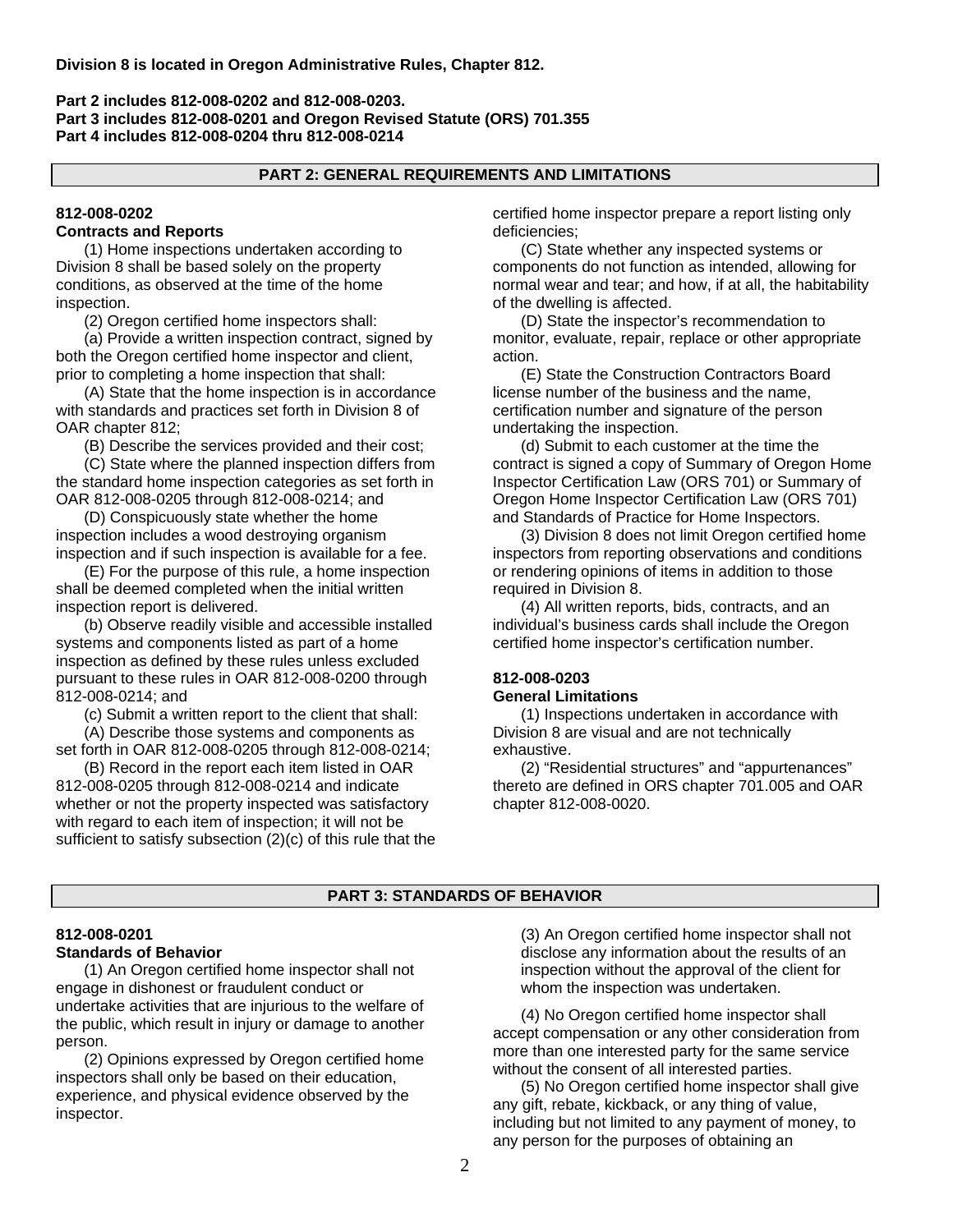**Division 8 is located in Oregon Administrative Rules, Chapter 812.**

**Part 2 includes 812-008-0202 and 812-008-0203.**
**Part 3 includes 812-008-0201 and Oregon Revised Statute (ORS) 701.355**
**Part 4 includes 812-008-0204 thru 812-008-0214**

## PART 2: GENERAL REQUIREMENTS AND LIMITATIONS

### 812-008-0202
### Contracts and Reports

(1) Home inspections undertaken according to Division 8 shall be based solely on the property conditions, as observed at the time of the home inspection.

(2) Oregon certified home inspectors shall:

(a) Provide a written inspection contract, signed by both the Oregon certified home inspector and client, prior to completing a home inspection that shall:

(A) State that the home inspection is in accordance with standards and practices set forth in Division 8 of OAR chapter 812;

(B) Describe the services provided and their cost;

(C) State where the planned inspection differs from the standard home inspection categories as set forth in OAR 812-008-0205 through 812-008-0214; and

(D) Conspicuously state whether the home inspection includes a wood destroying organism inspection and if such inspection is available for a fee.

(E) For the purpose of this rule, a home inspection shall be deemed completed when the initial written inspection report is delivered.

(b) Observe readily visible and accessible installed systems and components listed as part of a home inspection as defined by these rules unless excluded pursuant to these rules in OAR 812-008-0200 through 812-008-0214; and

(c) Submit a written report to the client that shall:

(A) Describe those systems and components as set forth in OAR 812-008-0205 through 812-008-0214;

(B) Record in the report each item listed in OAR 812-008-0205 through 812-008-0214 and indicate whether or not the property inspected was satisfactory with regard to each item of inspection; it will not be sufficient to satisfy subsection (2)(c) of this rule that the certified home inspector prepare a report listing only deficiencies;

(C) State whether any inspected systems or components do not function as intended, allowing for normal wear and tear; and how, if at all, the habitability of the dwelling is affected.

(D) State the inspector's recommendation to monitor, evaluate, repair, replace or other appropriate action.

(E) State the Construction Contractors Board license number of the business and the name, certification number and signature of the person undertaking the inspection.

(d) Submit to each customer at the time the contract is signed a copy of Summary of Oregon Home Inspector Certification Law (ORS 701) or Summary of Oregon Home Inspector Certification Law (ORS 701) and Standards of Practice for Home Inspectors.

(3) Division 8 does not limit Oregon certified home inspectors from reporting observations and conditions or rendering opinions of items in addition to those required in Division 8.

(4) All written reports, bids, contracts, and an individual's business cards shall include the Oregon certified home inspector's certification number.

### 812-008-0203
### General Limitations

(1) Inspections undertaken in accordance with Division 8 are visual and are not technically exhaustive.

(2) "Residential structures" and "appurtenances" thereto are defined in ORS chapter 701.005 and OAR chapter 812-008-0020.

## PART 3: STANDARDS OF BEHAVIOR

### 812-008-0201
### Standards of Behavior

(1) An Oregon certified home inspector shall not engage in dishonest or fraudulent conduct or undertake activities that are injurious to the welfare of the public, which result in injury or damage to another person.

(2) Opinions expressed by Oregon certified home inspectors shall only be based on their education, experience, and physical evidence observed by the inspector.

(3) An Oregon certified home inspector shall not disclose any information about the results of an inspection without the approval of the client for whom the inspection was undertaken.

(4) No Oregon certified home inspector shall accept compensation or any other consideration from more than one interested party for the same service without the consent of all interested parties.

(5) No Oregon certified home inspector shall give any gift, rebate, kickback, or any thing of value, including but not limited to any payment of money, to any person for the purposes of obtaining an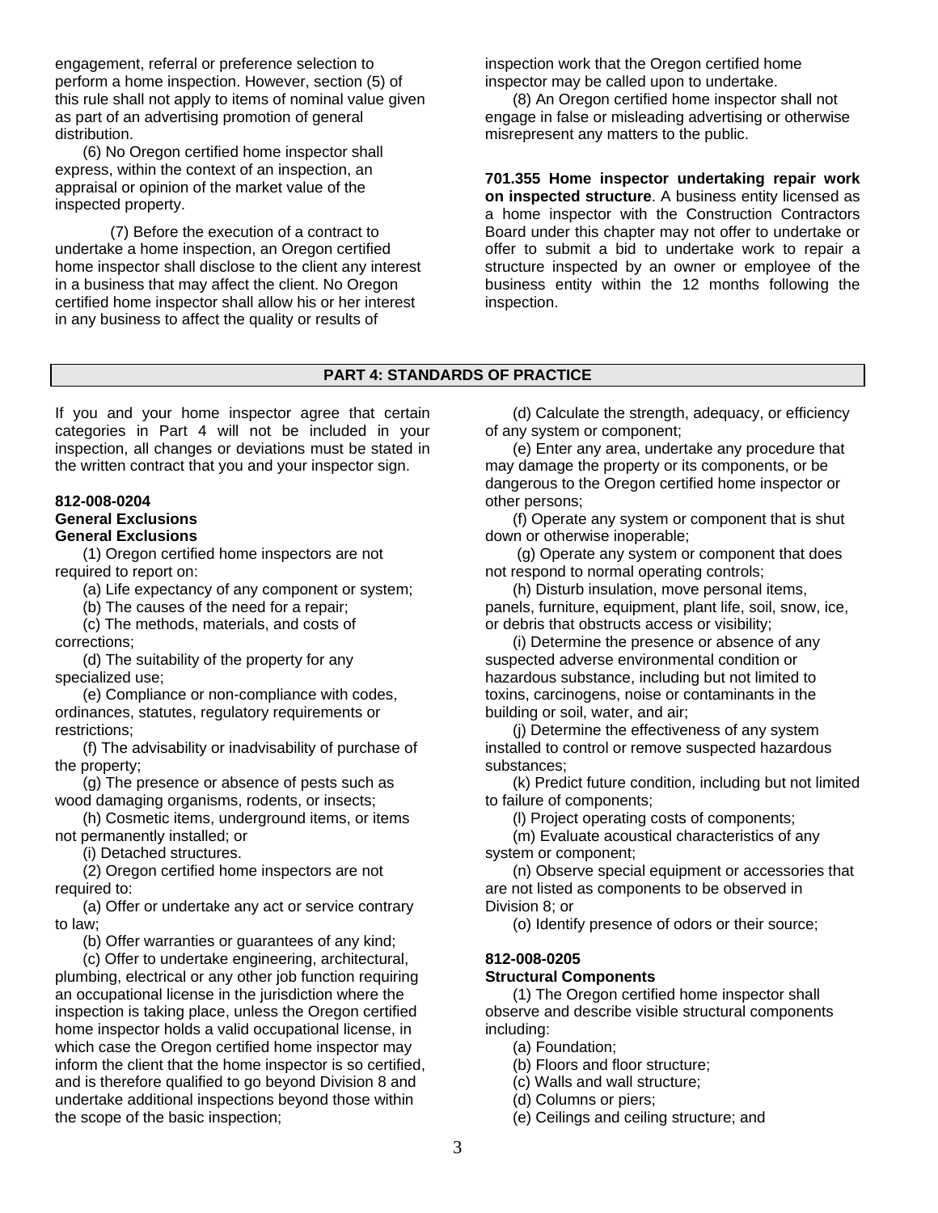engagement, referral or preference selection to perform a home inspection. However, section (5) of this rule shall not apply to items of nominal value given as part of an advertising promotion of general distribution.

(6) No Oregon certified home inspector shall express, within the context of an inspection, an appraisal or opinion of the market value of the inspected property.

(7) Before the execution of a contract to undertake a home inspection, an Oregon certified home inspector shall disclose to the client any interest in a business that may affect the client. No Oregon certified home inspector shall allow his or her interest in any business to affect the quality or results of inspection work that the Oregon certified home inspector may be called upon to undertake.

(8) An Oregon certified home inspector shall not engage in false or misleading advertising or otherwise misrepresent any matters to the public.

**701.355 Home inspector undertaking repair work on inspected structure**. A business entity licensed as a home inspector with the Construction Contractors Board under this chapter may not offer to undertake or offer to submit a bid to undertake work to repair a structure inspected by an owner or employee of the business entity within the 12 months following the inspection.

## PART 4: STANDARDS OF PRACTICE

If you and your home inspector agree that certain categories in Part 4 will not be included in your inspection, all changes or deviations must be stated in the written contract that you and your inspector sign.

**812-008-0204**
**General Exclusions**
**General Exclusions**

(1) Oregon certified home inspectors are not required to report on:

(a) Life expectancy of any component or system;

(b) The causes of the need for a repair;

(c) The methods, materials, and costs of corrections;

(d) The suitability of the property for any specialized use;

(e) Compliance or non-compliance with codes, ordinances, statutes, regulatory requirements or restrictions;

(f) The advisability or inadvisability of purchase of the property;

(g) The presence or absence of pests such as wood damaging organisms, rodents, or insects;

(h) Cosmetic items, underground items, or items not permanently installed; or

(i) Detached structures.

(2) Oregon certified home inspectors are not required to:

(a) Offer or undertake any act or service contrary to law;

(b) Offer warranties or guarantees of any kind;

(c) Offer to undertake engineering, architectural, plumbing, electrical or any other job function requiring an occupational license in the jurisdiction where the inspection is taking place, unless the Oregon certified home inspector holds a valid occupational license, in which case the Oregon certified home inspector may inform the client that the home inspector is so certified, and is therefore qualified to go beyond Division 8 and undertake additional inspections beyond those within the scope of the basic inspection;

(d) Calculate the strength, adequacy, or efficiency of any system or component;

(e) Enter any area, undertake any procedure that may damage the property or its components, or be dangerous to the Oregon certified home inspector or other persons;

(f) Operate any system or component that is shut down or otherwise inoperable;

(g) Operate any system or component that does not respond to normal operating controls;

(h) Disturb insulation, move personal items, panels, furniture, equipment, plant life, soil, snow, ice, or debris that obstructs access or visibility;

(i) Determine the presence or absence of any suspected adverse environmental condition or hazardous substance, including but not limited to toxins, carcinogens, noise or contaminants in the building or soil, water, and air;

(j) Determine the effectiveness of any system installed to control or remove suspected hazardous substances;

(k) Predict future condition, including but not limited to failure of components;

(l) Project operating costs of components;

(m) Evaluate acoustical characteristics of any system or component;

(n) Observe special equipment or accessories that are not listed as components to be observed in Division 8; or

(o) Identify presence of odors or their source;

**812-008-0205**
**Structural Components**

(1) The Oregon certified home inspector shall observe and describe visible structural components including:

(a) Foundation;

(b) Floors and floor structure;

(c) Walls and wall structure;

(d) Columns or piers;

(e) Ceilings and ceiling structure; and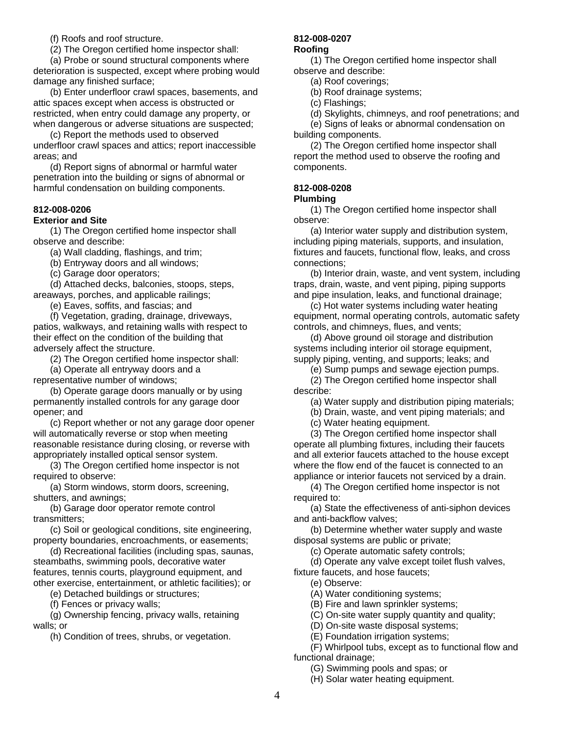(f) Roofs and roof structure.

(2) The Oregon certified home inspector shall:

(a) Probe or sound structural components where deterioration is suspected, except where probing would damage any finished surface;

(b) Enter underfloor crawl spaces, basements, and attic spaces except when access is obstructed or restricted, when entry could damage any property, or when dangerous or adverse situations are suspected;

(c) Report the methods used to observed underfloor crawl spaces and attics; report inaccessible areas; and

(d) Report signs of abnormal or harmful water penetration into the building or signs of abnormal or harmful condensation on building components.

**812-008-0206**
**Exterior and Site**

(1) The Oregon certified home inspector shall observe and describe:

(a) Wall cladding, flashings, and trim;

(b) Entryway doors and all windows;

(c) Garage door operators;

(d) Attached decks, balconies, stoops, steps, areaways, porches, and applicable railings;

(e) Eaves, soffits, and fascias; and

(f) Vegetation, grading, drainage, driveways, patios, walkways, and retaining walls with respect to their effect on the condition of the building that adversely affect the structure.

(2) The Oregon certified home inspector shall:

(a) Operate all entryway doors and a representative number of windows;

(b) Operate garage doors manually or by using permanently installed controls for any garage door opener; and

(c) Report whether or not any garage door opener will automatically reverse or stop when meeting reasonable resistance during closing, or reverse with appropriately installed optical sensor system.

(3) The Oregon certified home inspector is not required to observe:

(a) Storm windows, storm doors, screening, shutters, and awnings;

(b) Garage door operator remote control transmitters;

(c) Soil or geological conditions, site engineering, property boundaries, encroachments, or easements;

(d) Recreational facilities (including spas, saunas, steambaths, swimming pools, decorative water features, tennis courts, playground equipment, and other exercise, entertainment, or athletic facilities); or

(e) Detached buildings or structures;

(f) Fences or privacy walls;

(g) Ownership fencing, privacy walls, retaining walls; or

(h) Condition of trees, shrubs, or vegetation.

**812-008-0207**
**Roofing**

(1) The Oregon certified home inspector shall observe and describe:

(a) Roof coverings;

(b) Roof drainage systems;

(c) Flashings;

(d) Skylights, chimneys, and roof penetrations; and

(e) Signs of leaks or abnormal condensation on building components.

(2) The Oregon certified home inspector shall report the method used to observe the roofing and components.

**812-008-0208**
**Plumbing**

(1) The Oregon certified home inspector shall observe:

(a) Interior water supply and distribution system, including piping materials, supports, and insulation, fixtures and faucets, functional flow, leaks, and cross connections;

(b) Interior drain, waste, and vent system, including traps, drain, waste, and vent piping, piping supports and pipe insulation, leaks, and functional drainage;

(c) Hot water systems including water heating equipment, normal operating controls, automatic safety controls, and chimneys, flues, and vents;

(d) Above ground oil storage and distribution systems including interior oil storage equipment, supply piping, venting, and supports; leaks; and

(e) Sump pumps and sewage ejection pumps.

(2) The Oregon certified home inspector shall describe:

(a) Water supply and distribution piping materials;

(b) Drain, waste, and vent piping materials; and

(c) Water heating equipment.

(3) The Oregon certified home inspector shall operate all plumbing fixtures, including their faucets and all exterior faucets attached to the house except where the flow end of the faucet is connected to an appliance or interior faucets not serviced by a drain.

(4) The Oregon certified home inspector is not required to:

(a) State the effectiveness of anti-siphon devices and anti-backflow valves;

(b) Determine whether water supply and waste disposal systems are public or private;

(c) Operate automatic safety controls;

(d) Operate any valve except toilet flush valves, fixture faucets, and hose faucets;

(e) Observe:

(A) Water conditioning systems;

(B) Fire and lawn sprinkler systems;

(C) On-site water supply quantity and quality;

(D) On-site waste disposal systems;

(E) Foundation irrigation systems;

(F) Whirlpool tubs, except as to functional flow and functional drainage;

(G) Swimming pools and spas; or

(H) Solar water heating equipment.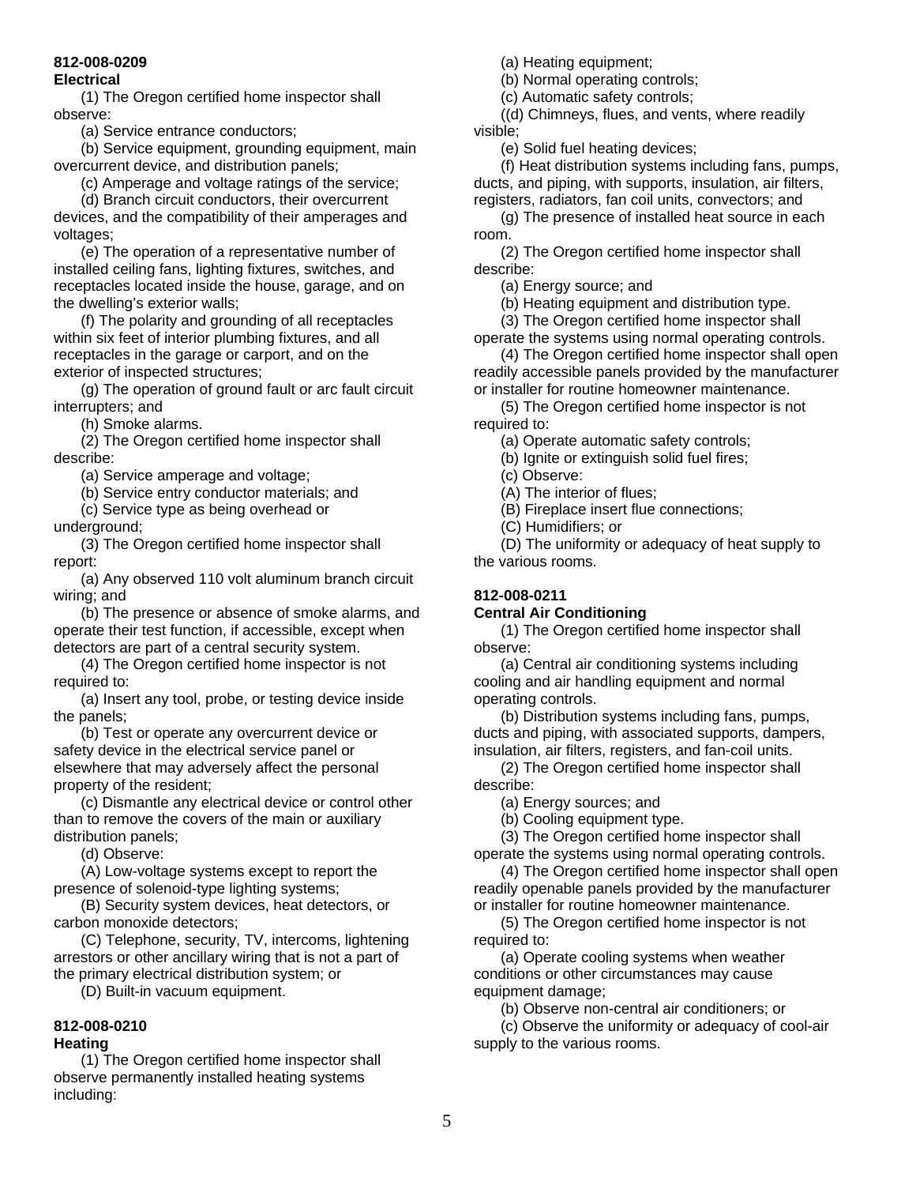**812-008-0209**
**Electrical**

(1) The Oregon certified home inspector shall observe:

(a) Service entrance conductors;

(b) Service equipment, grounding equipment, main overcurrent device, and distribution panels;

(c) Amperage and voltage ratings of the service;

(d) Branch circuit conductors, their overcurrent devices, and the compatibility of their amperages and voltages;

(e) The operation of a representative number of installed ceiling fans, lighting fixtures, switches, and receptacles located inside the house, garage, and on the dwelling's exterior walls;

(f) The polarity and grounding of all receptacles within six feet of interior plumbing fixtures, and all receptacles in the garage or carport, and on the exterior of inspected structures;

(g) The operation of ground fault or arc fault circuit interrupters; and

(h) Smoke alarms.

(2) The Oregon certified home inspector shall describe:

(a) Service amperage and voltage;

(b) Service entry conductor materials; and

(c) Service type as being overhead or underground;

(3) The Oregon certified home inspector shall report:

(a) Any observed 110 volt aluminum branch circuit wiring; and

(b) The presence or absence of smoke alarms, and operate their test function, if accessible, except when detectors are part of a central security system.

(4) The Oregon certified home inspector is not required to:

(a) Insert any tool, probe, or testing device inside the panels;

(b) Test or operate any overcurrent device or safety device in the electrical service panel or elsewhere that may adversely affect the personal property of the resident;

(c) Dismantle any electrical device or control other than to remove the covers of the main or auxiliary distribution panels;

(d) Observe:

(A) Low-voltage systems except to report the presence of solenoid-type lighting systems;

(B) Security system devices, heat detectors, or carbon monoxide detectors;

(C) Telephone, security, TV, intercoms, lightening arrestors or other ancillary wiring that is not a part of the primary electrical distribution system; or

(D) Built-in vacuum equipment.

**812-008-0210**
**Heating**

(1) The Oregon certified home inspector shall observe permanently installed heating systems including:

(a) Heating equipment;

(b) Normal operating controls;

(c) Automatic safety controls;

((d) Chimneys, flues, and vents, where readily visible;

(e) Solid fuel heating devices;

(f) Heat distribution systems including fans, pumps, ducts, and piping, with supports, insulation, air filters, registers, radiators, fan coil units, convectors; and

(g) The presence of installed heat source in each room.

(2) The Oregon certified home inspector shall describe:

(a) Energy source; and

(b) Heating equipment and distribution type.

(3) The Oregon certified home inspector shall operate the systems using normal operating controls.

(4) The Oregon certified home inspector shall open readily accessible panels provided by the manufacturer or installer for routine homeowner maintenance.

(5) The Oregon certified home inspector is not required to:

(a) Operate automatic safety controls;

(b) Ignite or extinguish solid fuel fires;

(c) Observe:

(A) The interior of flues;

(B) Fireplace insert flue connections;

(C) Humidifiers; or

(D) The uniformity or adequacy of heat supply to the various rooms.

**812-008-0211**
**Central Air Conditioning**

(1) The Oregon certified home inspector shall observe:

(a) Central air conditioning systems including cooling and air handling equipment and normal operating controls.

(b) Distribution systems including fans, pumps, ducts and piping, with associated supports, dampers, insulation, air filters, registers, and fan-coil units.

(2) The Oregon certified home inspector shall describe:

(a) Energy sources; and

(b) Cooling equipment type.

(3) The Oregon certified home inspector shall operate the systems using normal operating controls.

(4) The Oregon certified home inspector shall open readily openable panels provided by the manufacturer or installer for routine homeowner maintenance.

(5) The Oregon certified home inspector is not required to:

(a) Operate cooling systems when weather conditions or other circumstances may cause equipment damage;

(b) Observe non-central air conditioners; or

(c) Observe the uniformity or adequacy of cool-air supply to the various rooms.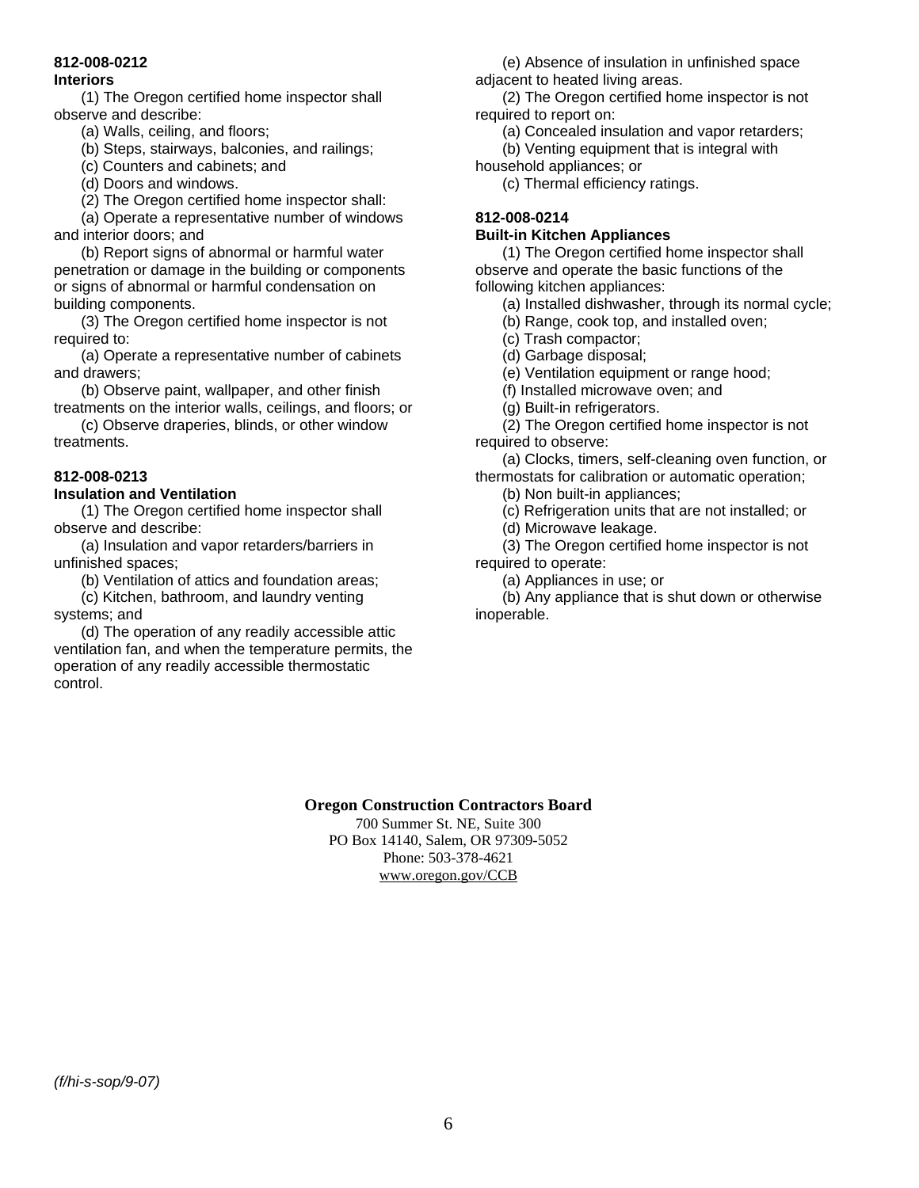**812-008-0212**
**Interiors**

(1) The Oregon certified home inspector shall observe and describe:

(a) Walls, ceiling, and floors;

(b) Steps, stairways, balconies, and railings;

(c) Counters and cabinets; and

(d) Doors and windows.

(2) The Oregon certified home inspector shall:

(a) Operate a representative number of windows and interior doors; and

(b) Report signs of abnormal or harmful water penetration or damage in the building or components or signs of abnormal or harmful condensation on building components.

(3) The Oregon certified home inspector is not required to:

(a) Operate a representative number of cabinets and drawers;

(b) Observe paint, wallpaper, and other finish treatments on the interior walls, ceilings, and floors; or

(c) Observe draperies, blinds, or other window treatments.

**812-008-0213**
**Insulation and Ventilation**

(1) The Oregon certified home inspector shall observe and describe:

(a) Insulation and vapor retarders/barriers in unfinished spaces;

(b) Ventilation of attics and foundation areas;

(c) Kitchen, bathroom, and laundry venting systems; and

(d) The operation of any readily accessible attic ventilation fan, and when the temperature permits, the operation of any readily accessible thermostatic control.

(e) Absence of insulation in unfinished space adjacent to heated living areas.

(2) The Oregon certified home inspector is not required to report on:

(a) Concealed insulation and vapor retarders;

(b) Venting equipment that is integral with household appliances; or

(c) Thermal efficiency ratings.

**812-008-0214**
**Built-in Kitchen Appliances**

(1) The Oregon certified home inspector shall observe and operate the basic functions of the following kitchen appliances:

(a) Installed dishwasher, through its normal cycle;

(b) Range, cook top, and installed oven;

(c) Trash compactor;

(d) Garbage disposal;

(e) Ventilation equipment or range hood;

(f) Installed microwave oven; and

(g) Built-in refrigerators.

(2) The Oregon certified home inspector is not required to observe:

(a) Clocks, timers, self-cleaning oven function, or thermostats for calibration or automatic operation;

(b) Non built-in appliances;

(c) Refrigeration units that are not installed; or

(d) Microwave leakage.

(3) The Oregon certified home inspector is not required to operate:

(a) Appliances in use; or

(b) Any appliance that is shut down or otherwise inoperable.

**Oregon Construction Contractors Board**
700 Summer St. NE, Suite 300
PO Box 14140, Salem, OR 97309-5052
Phone: 503-378-4621
www.oregon.gov/CCB

*(f/hi-s-sop/9-07)*